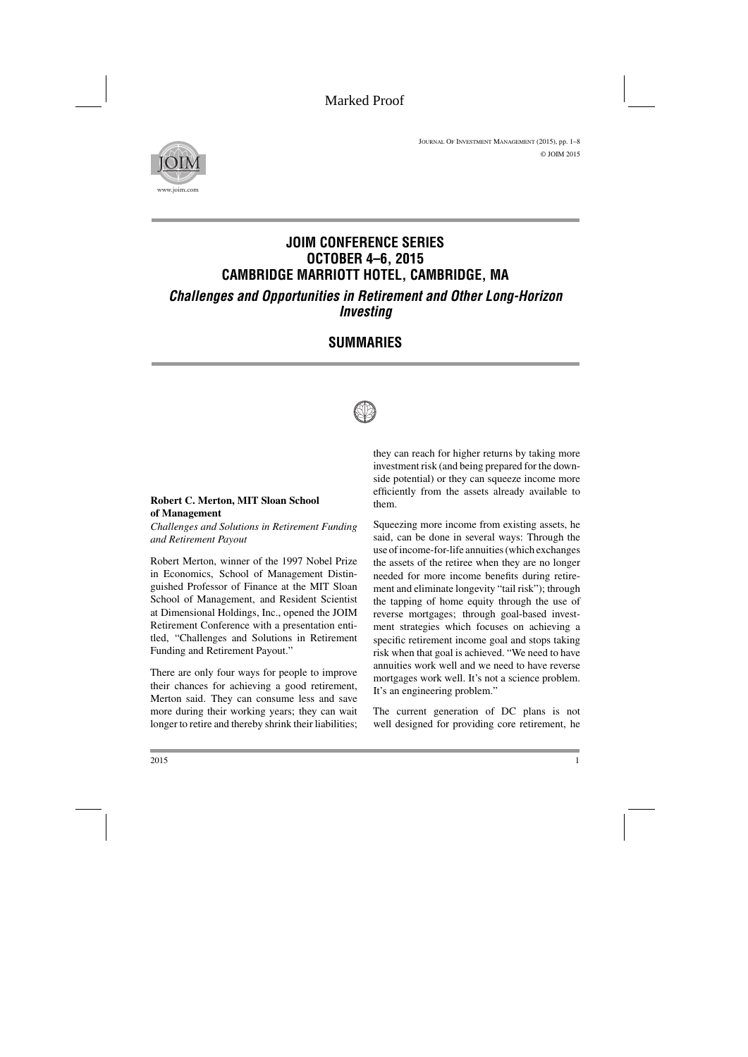# JOIM CONFERENCE SERIES
# OCTOBER 4–6, 2015
# CAMBRIDGE MARRIOTT HOTEL, CAMBRIDGE, MA

## *Challenges and Opportunities in Retirement and Other Long-Horizon Investing*

## SUMMARIES

### Robert C. Merton, MIT Sloan School of Management

*Challenges and Solutions in Retirement Funding and Retirement Payout*

Robert Merton, winner of the 1997 Nobel Prize in Economics, School of Management Distinguished Professor of Finance at the MIT Sloan School of Management, and Resident Scientist at Dimensional Holdings, Inc., opened the JOIM Retirement Conference with a presentation entitled, "Challenges and Solutions in Retirement Funding and Retirement Payout."

There are only four ways for people to improve their chances for achieving a good retirement, Merton said. They can consume less and save more during their working years; they can wait longer to retire and thereby shrink their liabilities; they can reach for higher returns by taking more investment risk (and being prepared for the downside potential) or they can squeeze income more efficiently from the assets already available to them.

Squeezing more income from existing assets, he said, can be done in several ways: Through the use of income-for-life annuities (which exchanges the assets of the retiree when they are no longer needed for more income benefits during retirement and eliminate longevity "tail risk"); through the tapping of home equity through the use of reverse mortgages; through goal-based investment strategies which focuses on achieving a specific retirement income goal and stops taking risk when that goal is achieved. "We need to have annuities work well and we need to have reverse mortgages work well. It's not a science problem. It's an engineering problem."

The current generation of DC plans is not well designed for providing core retirement, he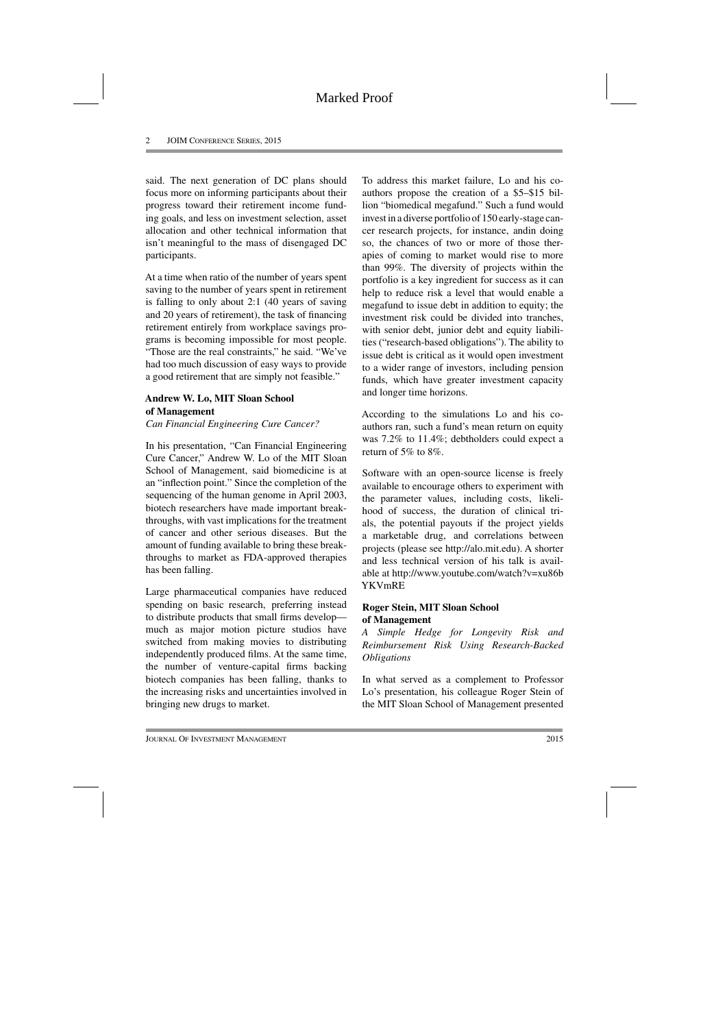said. The next generation of DC plans should focus more on informing participants about their progress toward their retirement income funding goals, and less on investment selection, asset allocation and other technical information that isn't meaningful to the mass of disengaged DC participants.

At a time when ratio of the number of years spent saving to the number of years spent in retirement is falling to only about 2:1 (40 years of saving and 20 years of retirement), the task of financing retirement entirely from workplace savings programs is becoming impossible for most people. "Those are the real constraints," he said. "We've had too much discussion of easy ways to provide a good retirement that are simply not feasible."

**Andrew W. Lo, MIT Sloan School of Management**
*Can Financial Engineering Cure Cancer?*

In his presentation, "Can Financial Engineering Cure Cancer," Andrew W. Lo of the MIT Sloan School of Management, said biomedicine is at an "inflection point." Since the completion of the sequencing of the human genome in April 2003, biotech researchers have made important breakthroughs, with vast implications for the treatment of cancer and other serious diseases. But the amount of funding available to bring these breakthroughs to market as FDA-approved therapies has been falling.

Large pharmaceutical companies have reduced spending on basic research, preferring instead to distribute products that small firms develop—much as major motion picture studios have switched from making movies to distributing independently produced films. At the same time, the number of venture-capital firms backing biotech companies has been falling, thanks to the increasing risks and uncertainties involved in bringing new drugs to market.

To address this market failure, Lo and his co-authors propose the creation of a \$5–\$15 billion "biomedical megafund." Such a fund would invest in a diverse portfolio of 150 early-stage cancer research projects, for instance, andin doing so, the chances of two or more of those therapies of coming to market would rise to more than 99%. The diversity of projects within the portfolio is a key ingredient for success as it can help to reduce risk a level that would enable a megafund to issue debt in addition to equity; the investment risk could be divided into tranches, with senior debt, junior debt and equity liabilities ("research-based obligations"). The ability to issue debt is critical as it would open investment to a wider range of investors, including pension funds, which have greater investment capacity and longer time horizons.

According to the simulations Lo and his co-authors ran, such a fund's mean return on equity was 7.2% to 11.4%; debtholders could expect a return of 5% to 8%.

Software with an open-source license is freely available to encourage others to experiment with the parameter values, including costs, likelihood of success, the duration of clinical trials, the potential payouts if the project yields a marketable drug, and correlations between projects (please see http://alo.mit.edu). A shorter and less technical version of his talk is available at http://www.youtube.com/watch?v=xu86bYKVmRE

**Roger Stein, MIT Sloan School of Management**
*A Simple Hedge for Longevity Risk and Reimbursement Risk Using Research-Backed Obligations*

In what served as a complement to Professor Lo's presentation, his colleague Roger Stein of the MIT Sloan School of Management presented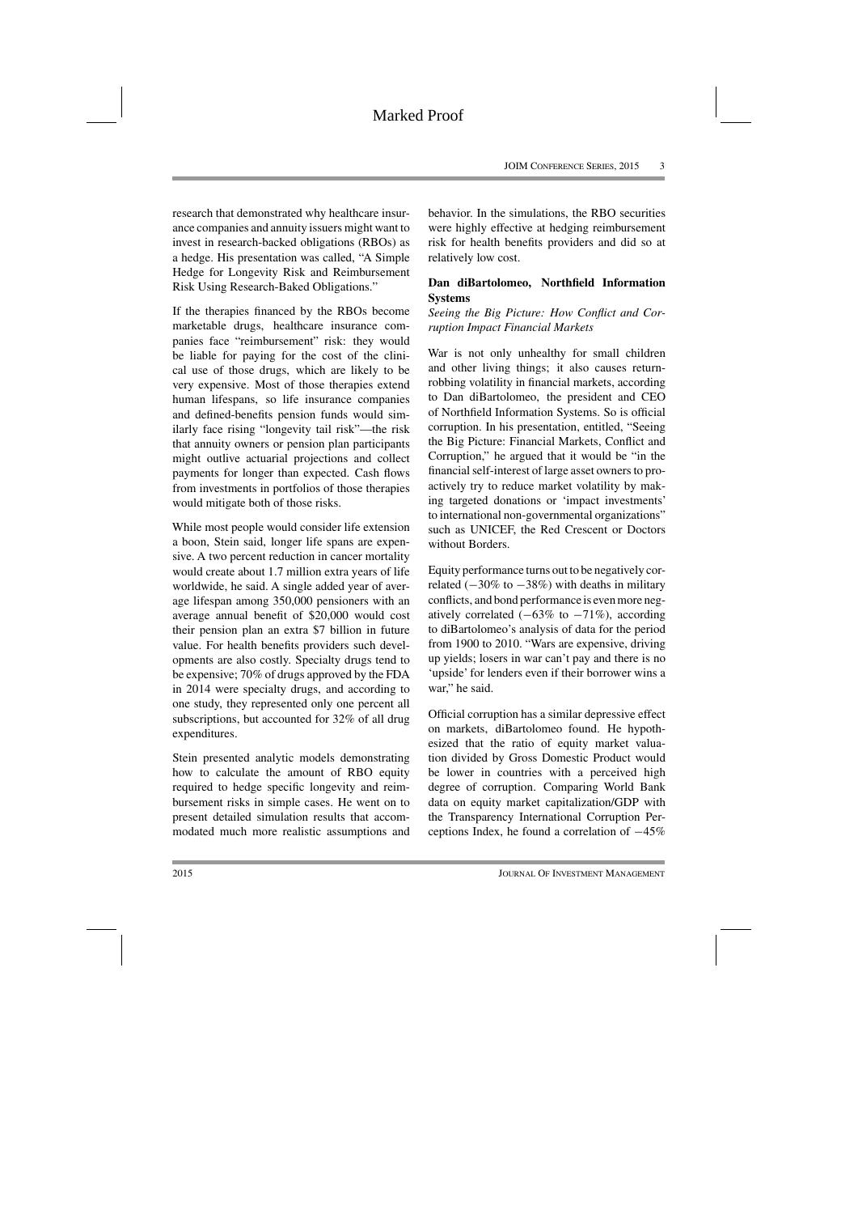research that demonstrated why healthcare insurance companies and annuity issuers might want to invest in research-backed obligations (RBOs) as a hedge. His presentation was called, "A Simple Hedge for Longevity Risk and Reimbursement Risk Using Research-Baked Obligations."

If the therapies financed by the RBOs become marketable drugs, healthcare insurance companies face "reimbursement" risk: they would be liable for paying for the cost of the clinical use of those drugs, which are likely to be very expensive. Most of those therapies extend human lifespans, so life insurance companies and defined-benefits pension funds would similarly face rising "longevity tail risk"—the risk that annuity owners or pension plan participants might outlive actuarial projections and collect payments for longer than expected. Cash flows from investments in portfolios of those therapies would mitigate both of those risks.

While most people would consider life extension a boon, Stein said, longer life spans are expensive. A two percent reduction in cancer mortality would create about 1.7 million extra years of life worldwide, he said. A single added year of average lifespan among 350,000 pensioners with an average annual benefit of \$20,000 would cost their pension plan an extra \$7 billion in future value. For health benefits providers such developments are also costly. Specialty drugs tend to be expensive; 70% of drugs approved by the FDA in 2014 were specialty drugs, and according to one study, they represented only one percent all subscriptions, but accounted for 32% of all drug expenditures.

Stein presented analytic models demonstrating how to calculate the amount of RBO equity required to hedge specific longevity and reimbursement risks in simple cases. He went on to present detailed simulation results that accommodated much more realistic assumptions and behavior. In the simulations, the RBO securities were highly effective at hedging reimbursement risk for health benefits providers and did so at relatively low cost.

### Dan diBartolomeo, Northfield Information Systems

*Seeing the Big Picture: How Conflict and Corruption Impact Financial Markets*

War is not only unhealthy for small children and other living things; it also causes return-robbing volatility in financial markets, according to Dan diBartolomeo, the president and CEO of Northfield Information Systems. So is official corruption. In his presentation, entitled, "Seeing the Big Picture: Financial Markets, Conflict and Corruption," he argued that it would be "in the financial self-interest of large asset owners to proactively try to reduce market volatility by making targeted donations or 'impact investments' to international non-governmental organizations" such as UNICEF, the Red Crescent or Doctors without Borders.

Equity performance turns out to be negatively correlated ($-30\%$ to $-38\%$) with deaths in military conflicts, and bond performance is even more negatively correlated ($-63\%$ to $-71\%$), according to diBartolomeo's analysis of data for the period from 1900 to 2010. "Wars are expensive, driving up yields; losers in war can't pay and there is no 'upside' for lenders even if their borrower wins a war," he said.

Official corruption has a similar depressive effect on markets, diBartolomeo found. He hypothesized that the ratio of equity market valuation divided by Gross Domestic Product would be lower in countries with a perceived high degree of corruption. Comparing World Bank data on equity market capitalization/GDP with the Transparency International Corruption Perceptions Index, he found a correlation of $-45\%$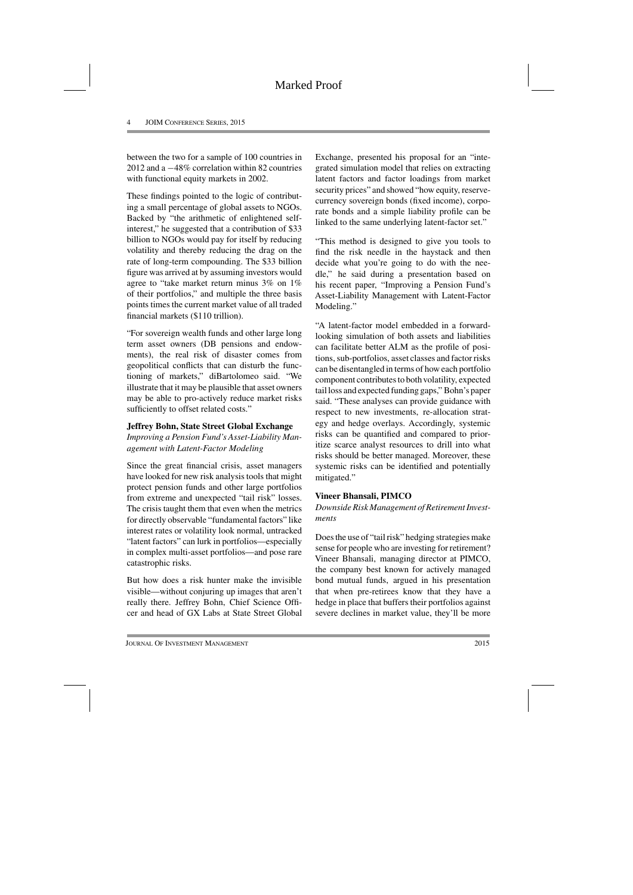between the two for a sample of 100 countries in 2012 and a −48% correlation within 82 countries with functional equity markets in 2002.

These findings pointed to the logic of contributing a small percentage of global assets to NGOs. Backed by "the arithmetic of enlightened self-interest," he suggested that a contribution of \$33 billion to NGOs would pay for itself by reducing volatility and thereby reducing the drag on the rate of long-term compounding. The \$33 billion figure was arrived at by assuming investors would agree to "take market return minus 3% on 1% of their portfolios," and multiple the three basis points times the current market value of all traded financial markets (\$110 trillion).

"For sovereign wealth funds and other large long term asset owners (DB pensions and endowments), the real risk of disaster comes from geopolitical conflicts that can disturb the functioning of markets," diBartolomeo said. "We illustrate that it may be plausible that asset owners may be able to pro-actively reduce market risks sufficiently to offset related costs."

### Jeffrey Bohn, State Street Global Exchange

*Improving a Pension Fund's Asset-Liability Management with Latent-Factor Modeling*

Since the great financial crisis, asset managers have looked for new risk analysis tools that might protect pension funds and other large portfolios from extreme and unexpected "tail risk" losses. The crisis taught them that even when the metrics for directly observable "fundamental factors" like interest rates or volatility look normal, untracked "latent factors" can lurk in portfolios—especially in complex multi-asset portfolios—and pose rare catastrophic risks.

But how does a risk hunter make the invisible visible—without conjuring up images that aren't really there. Jeffrey Bohn, Chief Science Officer and head of GX Labs at State Street Global Exchange, presented his proposal for an "integrated simulation model that relies on extracting latent factors and factor loadings from market security prices" and showed "how equity, reserve-currency sovereign bonds (fixed income), corporate bonds and a simple liability profile can be linked to the same underlying latent-factor set."

"This method is designed to give you tools to find the risk needle in the haystack and then decide what you're going to do with the needle," he said during a presentation based on his recent paper, "Improving a Pension Fund's Asset-Liability Management with Latent-Factor Modeling."

"A latent-factor model embedded in a forward-looking simulation of both assets and liabilities can facilitate better ALM as the profile of positions, sub-portfolios, asset classes and factor risks can be disentangled in terms of how each portfolio component contributes to both volatility, expected tail loss and expected funding gaps," Bohn's paper said. "These analyses can provide guidance with respect to new investments, re-allocation strategy and hedge overlays. Accordingly, systemic risks can be quantified and compared to prioritize scarce analyst resources to drill into what risks should be better managed. Moreover, these systemic risks can be identified and potentially mitigated."

### Vineer Bhansali, PIMCO

*Downside Risk Management of Retirement Investments*

Does the use of "tail risk" hedging strategies make sense for people who are investing for retirement? Vineer Bhansali, managing director at PIMCO, the company best known for actively managed bond mutual funds, argued in his presentation that when pre-retirees know that they have a hedge in place that buffers their portfolios against severe declines in market value, they'll be more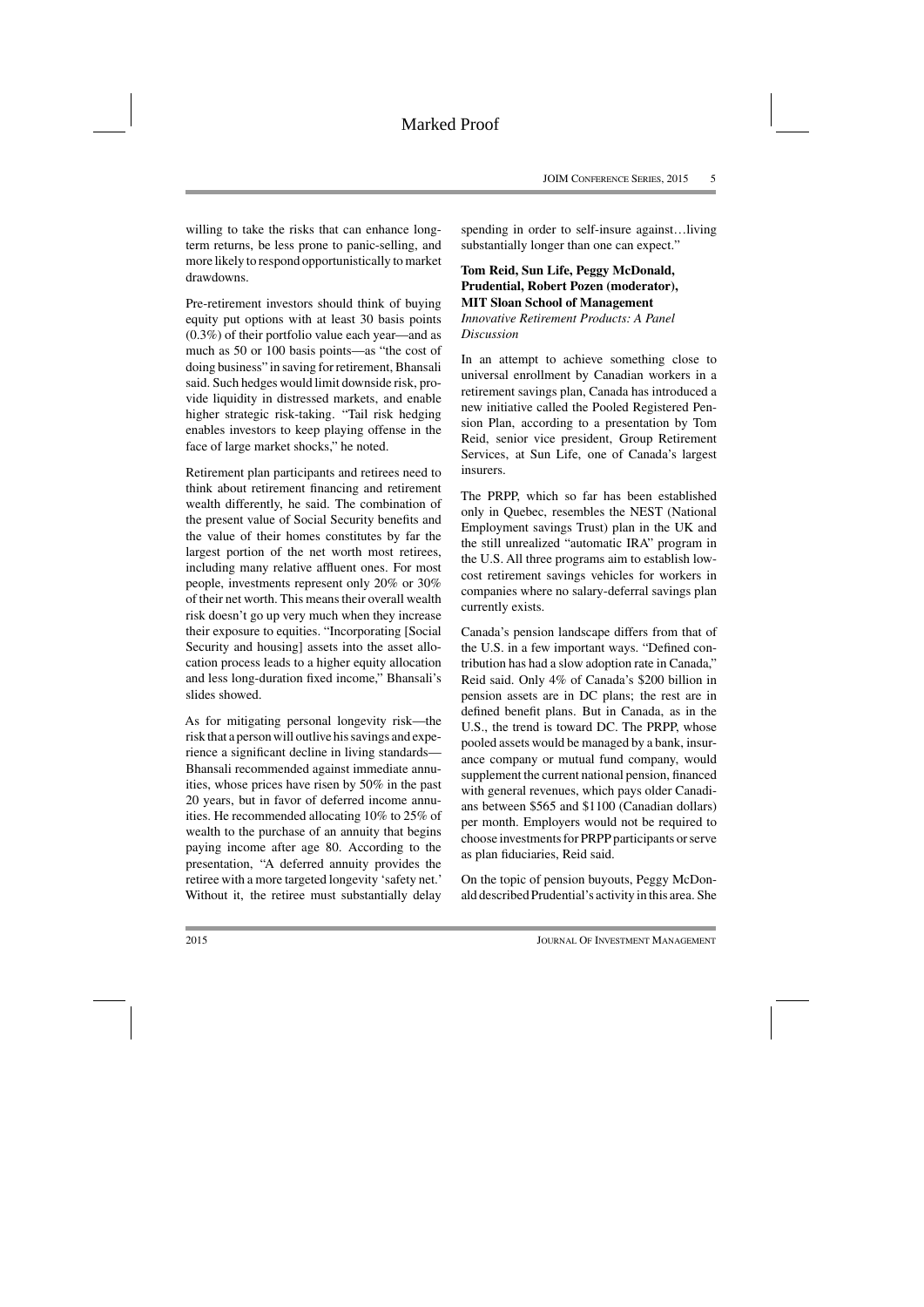willing to take the risks that can enhance long-term returns, be less prone to panic-selling, and more likely to respond opportunistically to market drawdowns.

Pre-retirement investors should think of buying equity put options with at least 30 basis points (0.3%) of their portfolio value each year—and as much as 50 or 100 basis points—as "the cost of doing business" in saving for retirement, Bhansali said. Such hedges would limit downside risk, provide liquidity in distressed markets, and enable higher strategic risk-taking. "Tail risk hedging enables investors to keep playing offense in the face of large market shocks," he noted.

Retirement plan participants and retirees need to think about retirement financing and retirement wealth differently, he said. The combination of the present value of Social Security benefits and the value of their homes constitutes by far the largest portion of the net worth most retirees, including many relative affluent ones. For most people, investments represent only 20% or 30% of their net worth. This means their overall wealth risk doesn't go up very much when they increase their exposure to equities. "Incorporating [Social Security and housing] assets into the asset allocation process leads to a higher equity allocation and less long-duration fixed income," Bhansali's slides showed.

As for mitigating personal longevity risk—the risk that a person will outlive his savings and experience a significant decline in living standards—Bhansali recommended against immediate annuities, whose prices have risen by 50% in the past 20 years, but in favor of deferred income annuities. He recommended allocating 10% to 25% of wealth to the purchase of an annuity that begins paying income after age 80. According to the presentation, "A deferred annuity provides the retiree with a more targeted longevity 'safety net.' Without it, the retiree must substantially delay spending in order to self-insure against…living substantially longer than one can expect."

**Tom Reid, Sun Life, Peggy McDonald, Prudential, Robert Pozen (moderator), MIT Sloan School of Management**
*Innovative Retirement Products: A Panel Discussion*

In an attempt to achieve something close to universal enrollment by Canadian workers in a retirement savings plan, Canada has introduced a new initiative called the Pooled Registered Pension Plan, according to a presentation by Tom Reid, senior vice president, Group Retirement Services, at Sun Life, one of Canada's largest insurers.

The PRPP, which so far has been established only in Quebec, resembles the NEST (National Employment savings Trust) plan in the UK and the still unrealized "automatic IRA" program in the U.S. All three programs aim to establish low-cost retirement savings vehicles for workers in companies where no salary-deferral savings plan currently exists.

Canada's pension landscape differs from that of the U.S. in a few important ways. "Defined contribution has had a slow adoption rate in Canada," Reid said. Only 4% of Canada's \$200 billion in pension assets are in DC plans; the rest are in defined benefit plans. But in Canada, as in the U.S., the trend is toward DC. The PRPP, whose pooled assets would be managed by a bank, insurance company or mutual fund company, would supplement the current national pension, financed with general revenues, which pays older Canadians between \$565 and \$1100 (Canadian dollars) per month. Employers would not be required to choose investments for PRPP participants or serve as plan fiduciaries, Reid said.

On the topic of pension buyouts, Peggy McDonald described Prudential's activity in this area. She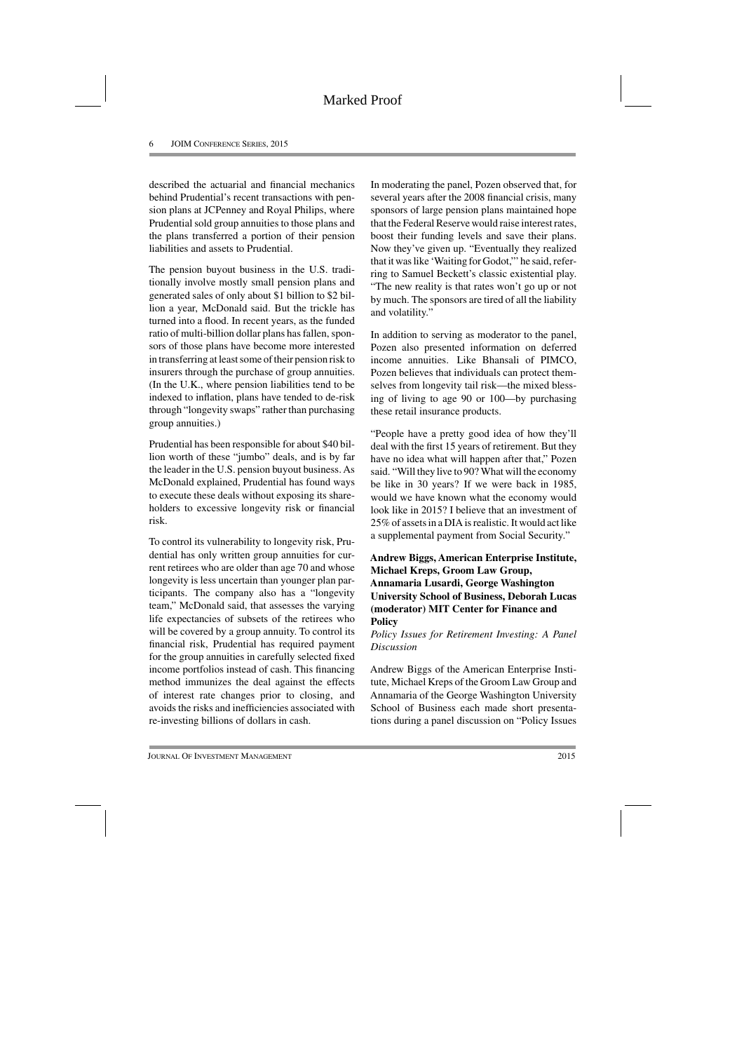described the actuarial and financial mechanics behind Prudential's recent transactions with pension plans at JCPenney and Royal Philips, where Prudential sold group annuities to those plans and the plans transferred a portion of their pension liabilities and assets to Prudential.

The pension buyout business in the U.S. traditionally involve mostly small pension plans and generated sales of only about $1 billion to $2 billion a year, McDonald said. But the trickle has turned into a flood. In recent years, as the funded ratio of multi-billion dollar plans has fallen, sponsors of those plans have become more interested in transferring at least some of their pension risk to insurers through the purchase of group annuities. (In the U.K., where pension liabilities tend to be indexed to inflation, plans have tended to de-risk through "longevity swaps" rather than purchasing group annuities.)

Prudential has been responsible for about $40 billion worth of these "jumbo" deals, and is by far the leader in the U.S. pension buyout business. As McDonald explained, Prudential has found ways to execute these deals without exposing its shareholders to excessive longevity risk or financial risk.

To control its vulnerability to longevity risk, Prudential has only written group annuities for current retirees who are older than age 70 and whose longevity is less uncertain than younger plan participants. The company also has a "longevity team," McDonald said, that assesses the varying life expectancies of subsets of the retirees who will be covered by a group annuity. To control its financial risk, Prudential has required payment for the group annuities in carefully selected fixed income portfolios instead of cash. This financing method immunizes the deal against the effects of interest rate changes prior to closing, and avoids the risks and inefficiencies associated with re-investing billions of dollars in cash.

In moderating the panel, Pozen observed that, for several years after the 2008 financial crisis, many sponsors of large pension plans maintained hope that the Federal Reserve would raise interest rates, boost their funding levels and save their plans. Now they've given up. "Eventually they realized that it was like 'Waiting for Godot,'" he said, referring to Samuel Beckett's classic existential play. "The new reality is that rates won't go up or not by much. The sponsors are tired of all the liability and volatility."

In addition to serving as moderator to the panel, Pozen also presented information on deferred income annuities. Like Bhansali of PIMCO, Pozen believes that individuals can protect themselves from longevity tail risk—the mixed blessing of living to age 90 or 100—by purchasing these retail insurance products.

"People have a pretty good idea of how they'll deal with the first 15 years of retirement. But they have no idea what will happen after that," Pozen said. "Will they live to 90? What will the economy be like in 30 years? If we were back in 1985, would we have known what the economy would look like in 2015? I believe that an investment of 25% of assets in a DIA is realistic. It would act like a supplemental payment from Social Security."

**Andrew Biggs, American Enterprise Institute, Michael Kreps, Groom Law Group, Annamaria Lusardi, George Washington University School of Business, Deborah Lucas (moderator) MIT Center for Finance and Policy**

*Policy Issues for Retirement Investing: A Panel Discussion*

Andrew Biggs of the American Enterprise Institute, Michael Kreps of the Groom Law Group and Annamaria of the George Washington University School of Business each made short presentations during a panel discussion on "Policy Issues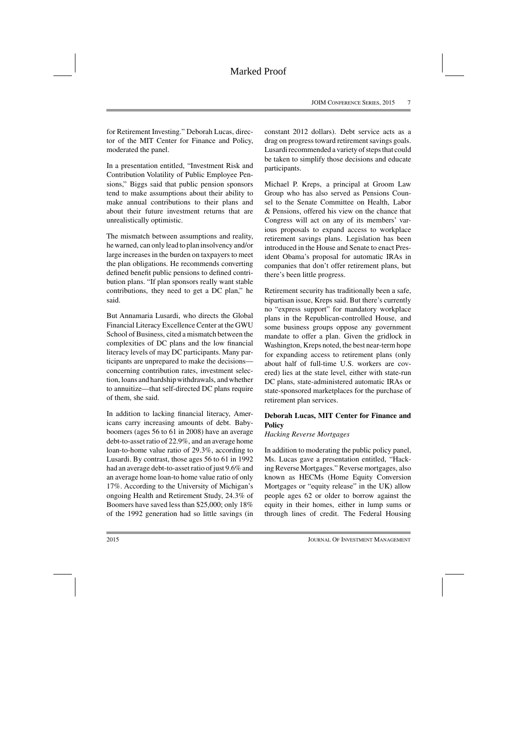for Retirement Investing." Deborah Lucas, director of the MIT Center for Finance and Policy, moderated the panel.

In a presentation entitled, "Investment Risk and Contribution Volatility of Public Employee Pensions," Biggs said that public pension sponsors tend to make assumptions about their ability to make annual contributions to their plans and about their future investment returns that are unrealistically optimistic.

The mismatch between assumptions and reality, he warned, can only lead to plan insolvency and/or large increases in the burden on taxpayers to meet the plan obligations. He recommends converting defined benefit public pensions to defined contribution plans. "If plan sponsors really want stable contributions, they need to get a DC plan," he said.

But Annamaria Lusardi, who directs the Global Financial Literacy Excellence Center at the GWU School of Business, cited a mismatch between the complexities of DC plans and the low financial literacy levels of may DC participants. Many participants are unprepared to make the decisions—concerning contribution rates, investment selection, loans and hardship withdrawals, and whether to annuitize—that self-directed DC plans require of them, she said.

In addition to lacking financial literacy, Americans carry increasing amounts of debt. Babyboomers (ages 56 to 61 in 2008) have an average debt-to-asset ratio of 22.9%, and an average home loan-to-home value ratio of 29.3%, according to Lusardi. By contrast, those ages 56 to 61 in 1992 had an average debt-to-asset ratio of just 9.6% and an average home loan-to home value ratio of only 17%. According to the University of Michigan's ongoing Health and Retirement Study, 24.3% of Boomers have saved less than $25,000; only 18% of the 1992 generation had so little savings (in constant 2012 dollars). Debt service acts as a drag on progress toward retirement savings goals. Lusardi recommended a variety of steps that could be taken to simplify those decisions and educate participants.

Michael P. Kreps, a principal at Groom Law Group who has also served as Pensions Counsel to the Senate Committee on Health, Labor & Pensions, offered his view on the chance that Congress will act on any of its members' various proposals to expand access to workplace retirement savings plans. Legislation has been introduced in the House and Senate to enact President Obama's proposal for automatic IRAs in companies that don't offer retirement plans, but there's been little progress.

Retirement security has traditionally been a safe, bipartisan issue, Kreps said. But there's currently no "express support" for mandatory workplace plans in the Republican-controlled House, and some business groups oppose any government mandate to offer a plan. Given the gridlock in Washington, Kreps noted, the best near-term hope for expanding access to retirement plans (only about half of full-time U.S. workers are covered) lies at the state level, either with state-run DC plans, state-administered automatic IRAs or state-sponsored marketplaces for the purchase of retirement plan services.

**Deborah Lucas, MIT Center for Finance and Policy**

*Hacking Reverse Mortgages*

In addition to moderating the public policy panel, Ms. Lucas gave a presentation entitled, "Hacking Reverse Mortgages." Reverse mortgages, also known as HECMs (Home Equity Conversion Mortgages or "equity release" in the UK) allow people ages 62 or older to borrow against the equity in their homes, either in lump sums or through lines of credit. The Federal Housing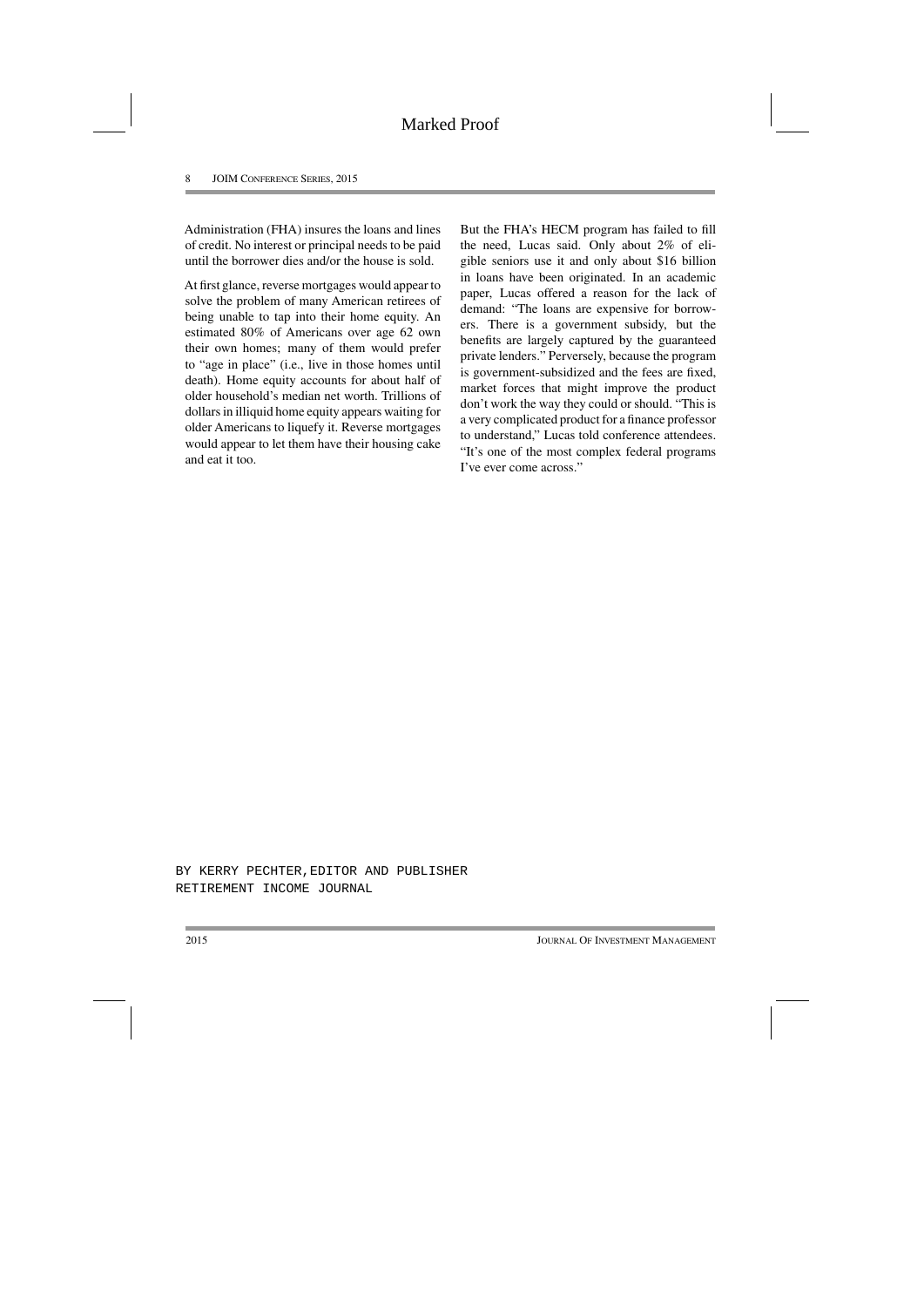Administration (FHA) insures the loans and lines of credit. No interest or principal needs to be paid until the borrower dies and/or the house is sold.

At first glance, reverse mortgages would appear to solve the problem of many American retirees of being unable to tap into their home equity. An estimated 80% of Americans over age 62 own their own homes; many of them would prefer to "age in place" (i.e., live in those homes until death). Home equity accounts for about half of older household's median net worth. Trillions of dollars in illiquid home equity appears waiting for older Americans to liquefy it. Reverse mortgages would appear to let them have their housing cake and eat it too.

But the FHA's HECM program has failed to fill the need, Lucas said. Only about 2% of eligible seniors use it and only about $16 billion in loans have been originated. In an academic paper, Lucas offered a reason for the lack of demand: "The loans are expensive for borrowers. There is a government subsidy, but the benefits are largely captured by the guaranteed private lenders." Perversely, because the program is government-subsidized and the fees are fixed, market forces that might improve the product don't work the way they could or should. "This is a very complicated product for a finance professor to understand," Lucas told conference attendees. "It's one of the most complex federal programs I've ever come across."

BY KERRY PECHTER, EDITOR AND PUBLISHER
RETIREMENT INCOME JOURNAL